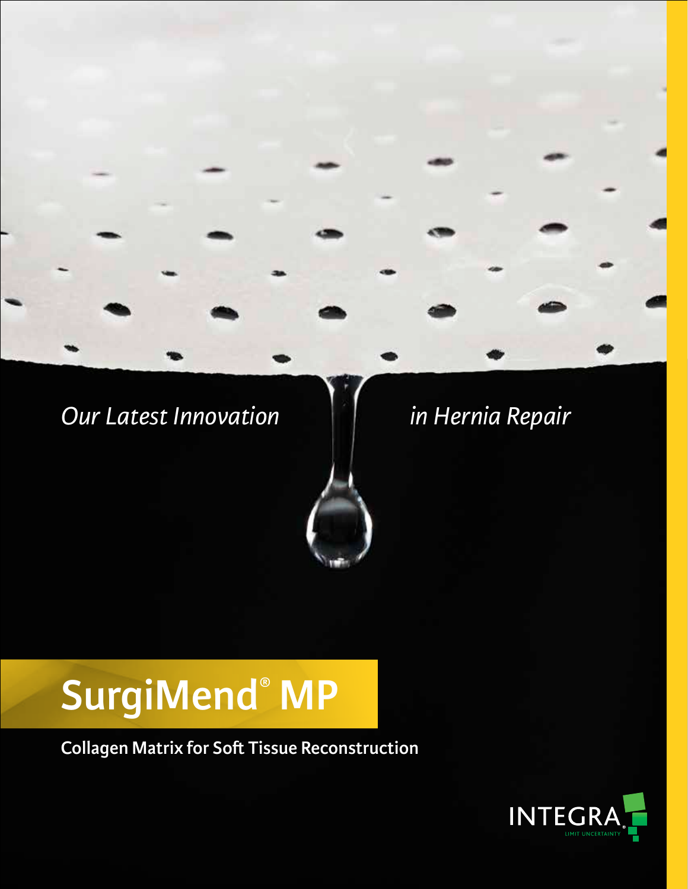*Our Latest Innovation in Hernia Repair*

# SurgiMend® MP

**Collagen Matrix for Soft Tissue Reconstruction**

INTEGRA® LIMIT UNCERTAINTY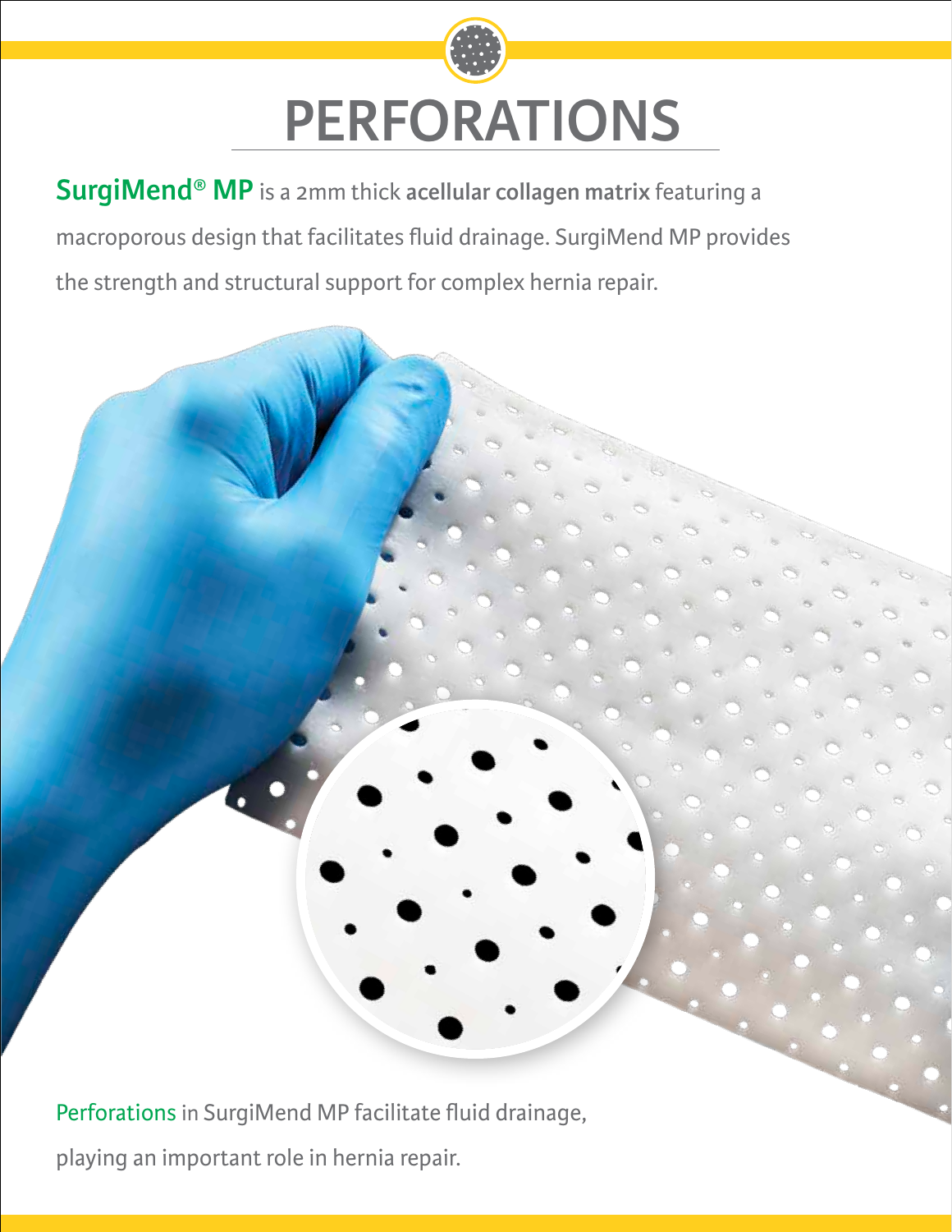# PERFORATIONS

**SurgiMend® MP** is a 2mm thick **acellular collagen matrix** featuring a macroporous design that facilitates fluid drainage. SurgiMend MP provides the strength and structural support for complex hernia repair.

Perforations in SurgiMend MP facilitate fluid drainage, playing an important role in hernia repair.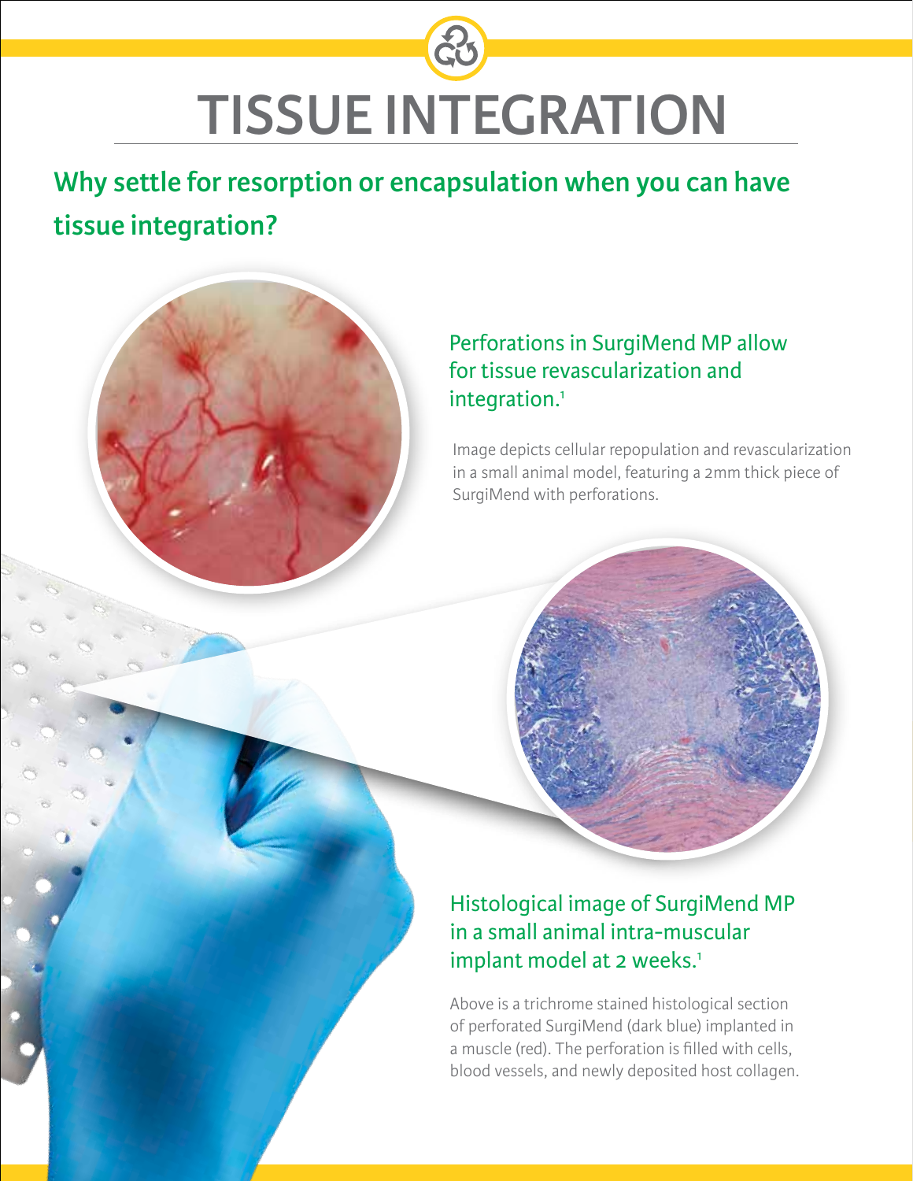# TISSUE INTEGRATION

## Why settle for resorption or encapsulation when you can have tissue integration?

### Perforations in SurgiMend MP allow for tissue revascularization and integration.[1]

Image depicts cellular repopulation and revascularization in a small animal model, featuring a 2mm thick piece of SurgiMend with perforations.

### Histological image of SurgiMend MP in a small animal intra-muscular implant model at 2 weeks.[1]

Above is a trichrome stained histological section of perforated SurgiMend (dark blue) implanted in a muscle (red). The perforation is filled with cells, blood vessels, and newly deposited host collagen.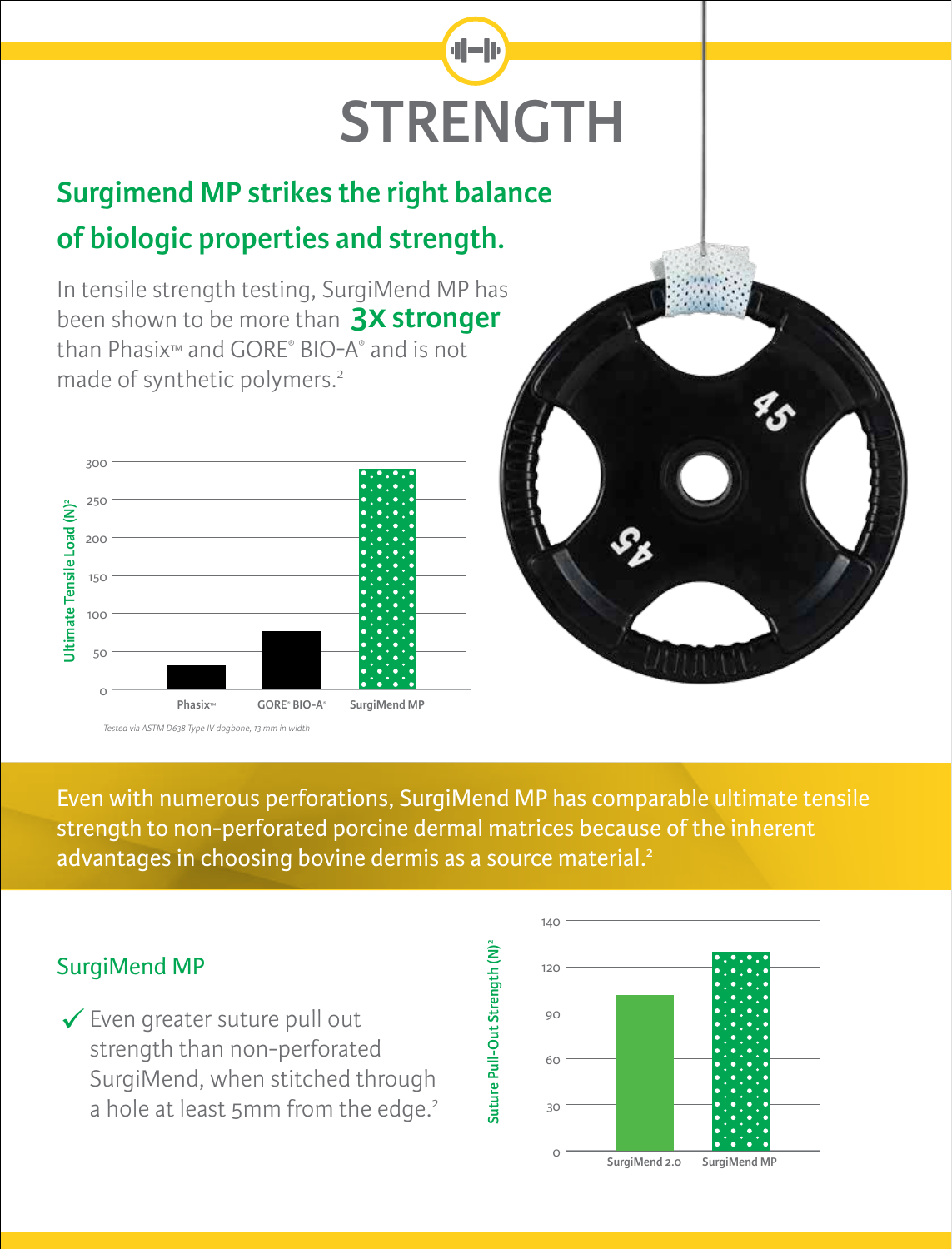# STRENGTH

## Surgimend MP strikes the right balance of biologic properties and strength.

In tensile strength testing, SurgiMend MP has been shown to be more than **3X stronger** than Phasix™ and GORE® BIO-A® and is not made of synthetic polymers.[2]

Ultimate Tensile Load (N)[2]

| | Phasix™ | GORE® BIO-A® | SurgiMend MP |
|---|---|---|---|
| Ultimate Tensile Load (N) | ~30 | ~75 | ~290 |

*Tested via ASTM D638 Type IV dogbone, 13 mm in width*

Even with numerous perforations, SurgiMend MP has comparable ultimate tensile strength to non-perforated porcine dermal matrices because of the inherent advantages in choosing bovine dermis as a source material.[2]

### SurgiMend MP

✓ Even greater suture pull out strength than non-perforated SurgiMend, when stitched through a hole at least 5mm from the edge.[2]

Suture Pull-Out Strength (N)[2]

| | SurgiMend 2.0 | SurgiMend MP |
|---|---|---|
| Suture Pull-Out Strength (N) | ~100 | ~130 |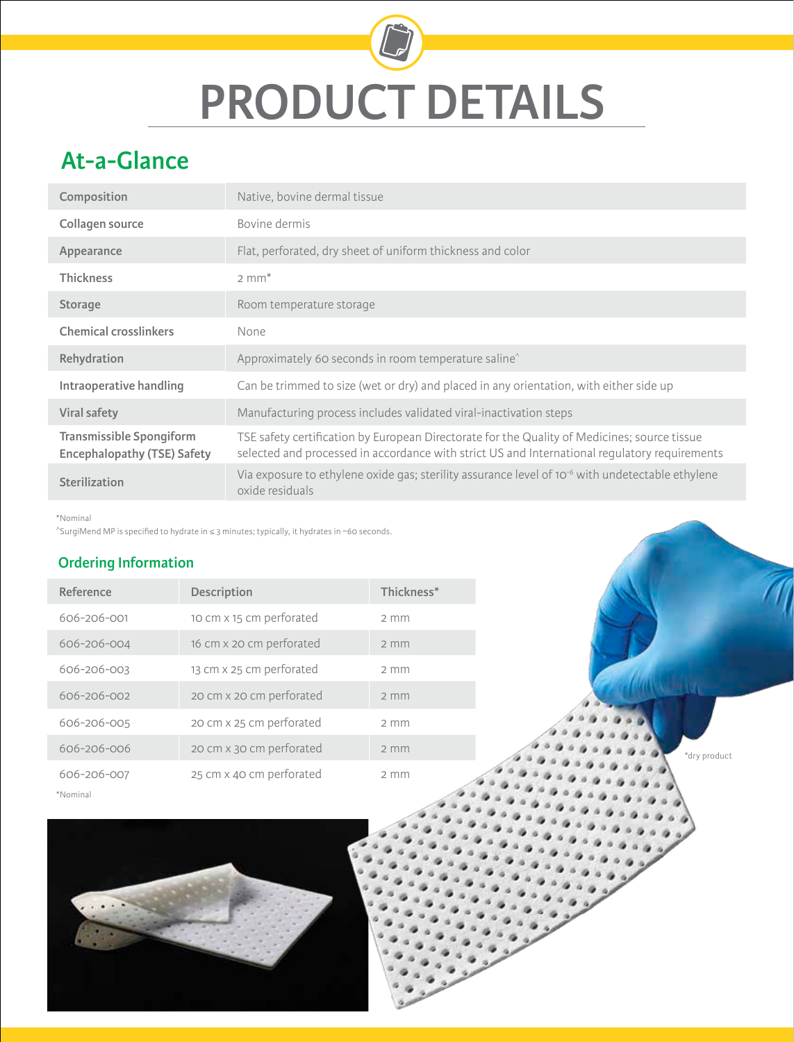# PRODUCT DETAILS

## At-a-Glance

| | |
|---|---|
| Composition | Native, bovine dermal tissue |
| Collagen source | Bovine dermis |
| Appearance | Flat, perforated, dry sheet of uniform thickness and color |
| Thickness | 2 mm* |
| Storage | Room temperature storage |
| Chemical crosslinkers | None |
| Rehydration | Approximately 60 seconds in room temperature saline^ |
| Intraoperative handling | Can be trimmed to size (wet or dry) and placed in any orientation, with either side up |
| Viral safety | Manufacturing process includes validated viral-inactivation steps |
| Transmissible Spongiform Encephalopathy (TSE) Safety | TSE safety certification by European Directorate for the Quality of Medicines; source tissue selected and processed in accordance with strict US and International regulatory requirements |
| Sterilization | Via exposure to ethylene oxide gas; sterility assurance level of $10^{-6}$ with undetectable ethylene oxide residuals |

*Nominal

^SurgiMend MP is specified to hydrate in ≤ 3 minutes; typically, it hydrates in ~60 seconds.

### Ordering Information

| Reference | Description | Thickness* |
|---|---|---|
| 606-206-001 | 10 cm x 15 cm perforated | 2 mm |
| 606-206-004 | 16 cm x 20 cm perforated | 2 mm |
| 606-206-003 | 13 cm x 25 cm perforated | 2 mm |
| 606-206-002 | 20 cm x 20 cm perforated | 2 mm |
| 606-206-005 | 20 cm x 25 cm perforated | 2 mm |
| 606-206-006 | 20 cm x 30 cm perforated | 2 mm |
| 606-206-007 | 25 cm x 40 cm perforated | 2 mm |

*Nominal

*dry product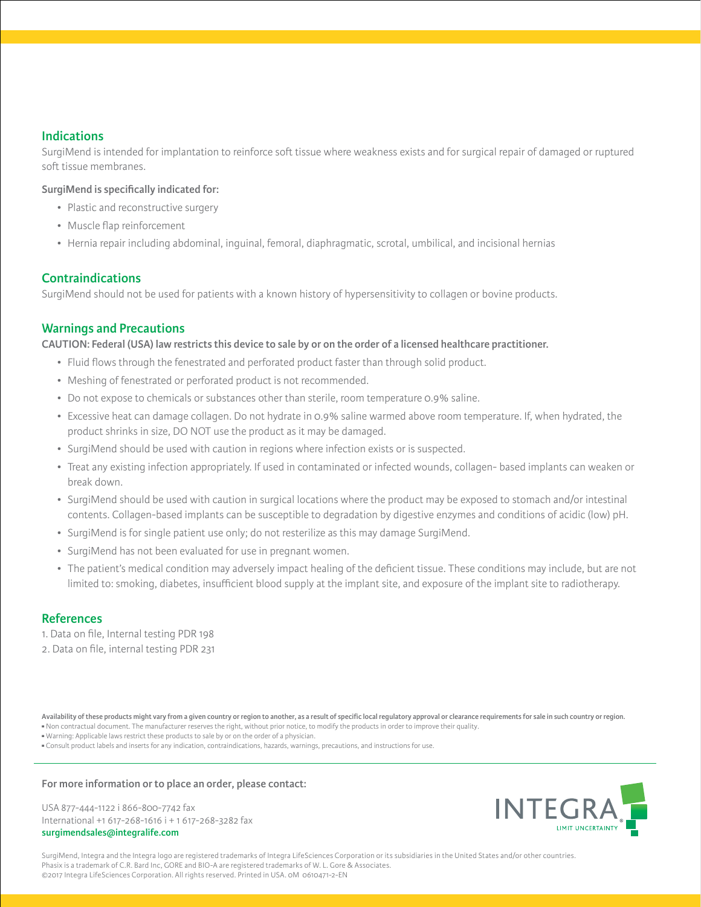## Indications

SurgiMend is intended for implantation to reinforce soft tissue where weakness exists and for surgical repair of damaged or ruptured soft tissue membranes.

**SurgiMend is specifically indicated for:**

- Plastic and reconstructive surgery
- Muscle flap reinforcement
- Hernia repair including abdominal, inguinal, femoral, diaphragmatic, scrotal, umbilical, and incisional hernias

## Contraindications

SurgiMend should not be used for patients with a known history of hypersensitivity to collagen or bovine products.

## Warnings and Precautions

**CAUTION: Federal (USA) law restricts this device to sale by or on the order of a licensed healthcare practitioner.**

- Fluid flows through the fenestrated and perforated product faster than through solid product.
- Meshing of fenestrated or perforated product is not recommended.
- Do not expose to chemicals or substances other than sterile, room temperature 0.9% saline.
- Excessive heat can damage collagen. Do not hydrate in 0.9% saline warmed above room temperature. If, when hydrated, the product shrinks in size, DO NOT use the product as it may be damaged.
- SurgiMend should be used with caution in regions where infection exists or is suspected.
- Treat any existing infection appropriately. If used in contaminated or infected wounds, collagen- based implants can weaken or break down.
- SurgiMend should be used with caution in surgical locations where the product may be exposed to stomach and/or intestinal contents. Collagen-based implants can be susceptible to degradation by digestive enzymes and conditions of acidic (low) pH.
- SurgiMend is for single patient use only; do not resterilize as this may damage SurgiMend.
- SurgiMend has not been evaluated for use in pregnant women.
- The patient's medical condition may adversely impact healing of the deficient tissue. These conditions may include, but are not limited to: smoking, diabetes, insufficient blood supply at the implant site, and exposure of the implant site to radiotherapy.

## References

1. Data on file, Internal testing PDR 198
2. Data on file, internal testing PDR 231

**Availability of these products might vary from a given country or region to another, as a result of specific local regulatory approval or clearance requirements for sale in such country or region.**

- Non contractual document. The manufacturer reserves the right, without prior notice, to modify the products in order to improve their quality.
- Warning: Applicable laws restrict these products to sale by or on the order of a physician.
- Consult product labels and inserts for any indication, contraindications, hazards, warnings, precautions, and instructions for use.

**For more information or to place an order, please contact:**

USA 877-444-1122 i 866-800-7742 fax
International +1 617-268-1616 i + 1 617-268-3282 fax
**surgimendsales@integralife.com**

INTEGRA® LIMIT UNCERTAINTY

SurgiMend, Integra and the Integra logo are registered trademarks of Integra LifeSciences Corporation or its subsidiaries in the United States and/or other countries.
Phasix is a trademark of C.R. Bard Inc, GORE and BIO-A are registered trademarks of W. L. Gore & Associates.
©2017 Integra LifeSciences Corporation. All rights reserved. Printed in USA. 0M 0610471-2-EN